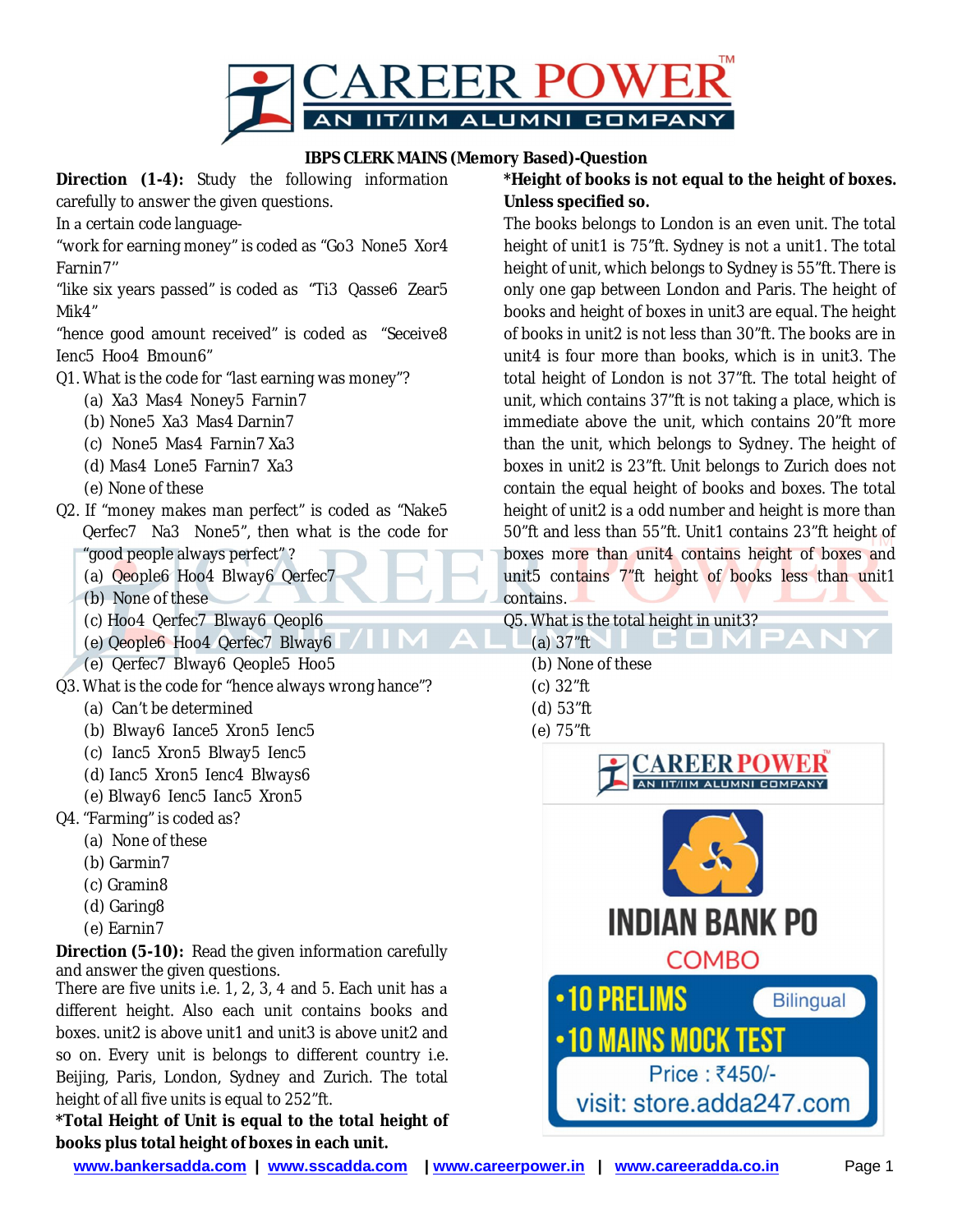# IBPS CLERK MAINS (Memory Based)-Question

**Direction (1-4):** Study the following information carefully to answer the given questions.

In a certain code language-

"work for earning money" is coded as "Go3 None5 Xor4 Farnin7"

"like six years passed" is coded as "Ti3 Qasse6 Zear5 Mik4"

"hence good amount received" is coded as "Seceive8 Ienc5 Hoo4 Bmoun6"

Q1. What is the code for "last earning was money"?

(a) Xa3 Mas4 Noney5 Farnin7
(b) None5 Xa3 Mas4 Darnin7
(c) None5 Mas4 Farnin7 Xa3
(d) Mas4 Lone5 Farnin7 Xa3
(e) None of these

Q2. If "money makes man perfect" is coded as "Nake5 Qerfec7 Na3 None5", then what is the code for "good people always perfect"?

(a) Qeople6 Hoo4 Blway6 Qerfec7
(b) None of these
(c) Hoo4 Qerfec7 Blway6 Qeopl6
(e) Qeople6 Hoo4 Qerfec7 Blway6
(e) Qerfec7 Blway6 Qeople5 Hoo5

Q3. What is the code for "hence always wrong hance"?

(a) Can't be determined
(b) Blway6 Iance5 Xron5 Ienc5
(c) Ianc5 Xron5 Blway5 Ienc5
(d) Ianc5 Xron5 Ienc4 Blways6
(e) Blway6 Ienc5 Ianc5 Xron5

Q4. "Farming" is coded as?

(a) None of these
(b) Garmin7
(c) Gramin8
(d) Garing8
(e) Earnin7

**Direction (5-10):** Read the given information carefully and answer the given questions.

There are five units i.e. 1, 2, 3, 4 and 5. Each unit has a different height. Also each unit contains books and boxes. unit2 is above unit1 and unit3 is above unit2 and so on. Every unit is belongs to different country i.e. Beijing, Paris, London, Sydney and Zurich. The total height of all five units is equal to 252"ft.

***Total Height of Unit is equal to the total height of books plus total height of boxes in each unit.**

***Height of books is not equal to the height of boxes. Unless specified so.**

The books belongs to London is an even unit. The total height of unit1 is 75"ft. Sydney is not a unit1. The total height of unit, which belongs to Sydney is 55"ft. There is only one gap between London and Paris. The height of books and height of boxes in unit3 are equal. The height of books in unit2 is not less than 30"ft. The books are in unit4 is four more than books, which is in unit3. The total height of London is not 37"ft. The total height of unit, which contains 37"ft is not taking a place, which is immediate above the unit, which contains 20"ft more than the unit, which belongs to Sydney. The height of boxes in unit2 is 23"ft. Unit belongs to Zurich does not contain the equal height of books and boxes. The total height of unit2 is a odd number and height is more than 50"ft and less than 55"ft. Unit1 contains 23"ft height of boxes more than unit4 contains height of boxes and unit5 contains 7"ft height of books less than unit1 contains.

Q5. What is the total height in unit3?

(a) 37"ft
(b) None of these
(c) 32"ft
(d) 53"ft
(e) 75"ft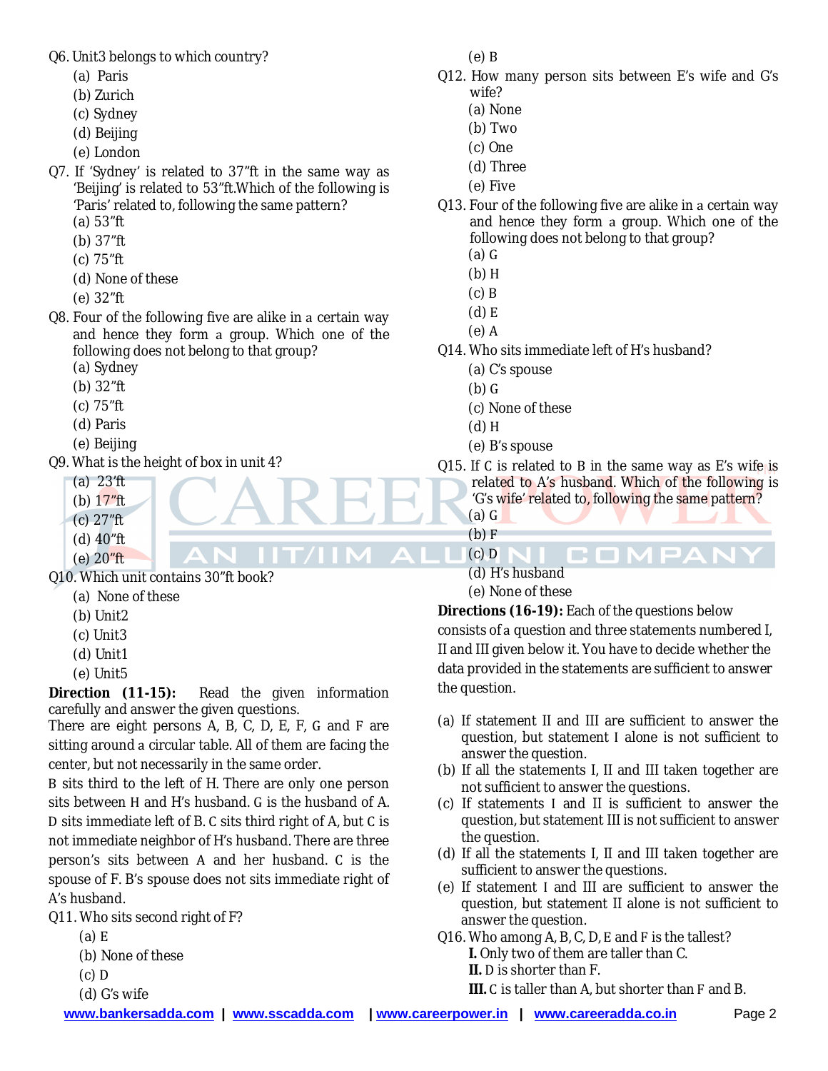Q6. Unit3 belongs to which country?

(a) Paris
(b) Zurich
(c) Sydney
(d) Beijing
(e) London

Q7. If 'Sydney' is related to 37"ft in the same way as 'Beijing' is related to 53"ft.Which of the following is 'Paris' related to, following the same pattern?

(a) 53"ft
(b) 37"ft
(c) 75"ft
(d) None of these
(e) 32"ft

Q8. Four of the following five are alike in a certain way and hence they form a group. Which one of the following does not belong to that group?

(a) Sydney
(b) 32"ft
(c) 75"ft
(d) Paris
(e) Beijing

Q9. What is the height of box in unit 4?

(a) 23'ft
(b) 17"ft
(c) 27"ft
(d) 40"ft
(e) 20"ft

Q10. Which unit contains 30"ft book?

(a) None of these
(b) Unit2
(c) Unit3
(d) Unit1
(e) Unit5

**Direction (11-15):** Read the given information carefully and answer the given questions.

There are eight persons A, B, C, D, E, F, G and F are sitting around a circular table. All of them are facing the center, but not necessarily in the same order.

B sits third to the left of H. There are only one person sits between H and H's husband. G is the husband of A. D sits immediate left of B. C sits third right of A, but C is not immediate neighbor of H's husband. There are three person's sits between A and her husband. C is the spouse of F. B's spouse does not sits immediate right of A's husband.

Q11. Who sits second right of F?

(a) E
(b) None of these
(c) D
(d) G's wife
(e) B

Q12. How many person sits between E's wife and G's wife?

(a) None
(b) Two
(c) One
(d) Three
(e) Five

Q13. Four of the following five are alike in a certain way and hence they form a group. Which one of the following does not belong to that group?

(a) G
(b) H
(c) B
(d) E
(e) A

Q14. Who sits immediate left of H's husband?

(a) C's spouse
(b) G
(c) None of these
(d) H
(e) B's spouse

Q15. If C is related to B in the same way as E's wife is related to A's husband. Which of the following is 'G's wife' related to, following the same pattern?

(a) G
(b) F
(c) D
(d) H's husband
(e) None of these

**Directions (16-19):** Each of the questions below consists of a question and three statements numbered I, II and III given below it. You have to decide whether the data provided in the statements are sufficient to answer the question.

(a) If statement II and III are sufficient to answer the question, but statement I alone is not sufficient to answer the question.
(b) If all the statements I, II and III taken together are not sufficient to answer the questions.
(c) If statements I and II is sufficient to answer the question, but statement III is not sufficient to answer the question.
(d) If all the statements I, II and III taken together are sufficient to answer the questions.
(e) If statement I and III are sufficient to answer the question, but statement II alone is not sufficient to answer the question.

Q16. Who among A, B, C, D, E and F is the tallest?

**I.** Only two of them are taller than C.
**II.** D is shorter than F.
**III.** C is taller than A, but shorter than F and B.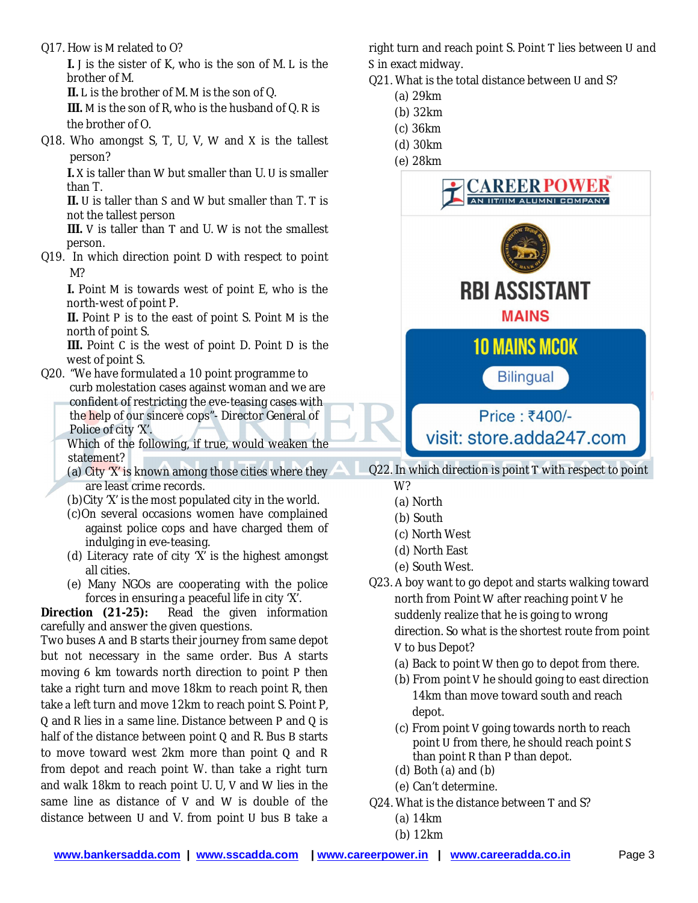Q17. How is M related to O?

**I.** J is the sister of K, who is the son of M. L is the brother of M.

**II.** L is the brother of M. M is the son of Q.

**III.** M is the son of R, who is the husband of Q. R is the brother of O.

Q18. Who amongst S, T, U, V, W and X is the tallest person?

**I.** X is taller than W but smaller than U. U is smaller than T.

**II.** U is taller than S and W but smaller than T. T is not the tallest person

**III.** V is taller than T and U. W is not the smallest person.

Q19. In which direction point D with respect to point M?

**I.** Point M is towards west of point E, who is the north-west of point P.

**II.** Point P is to the east of point S. Point M is the north of point S.

**III.** Point C is the west of point D. Point D is the west of point S.

Q20. "We have formulated a 10 point programme to curb molestation cases against woman and we are confident of restricting the eve-teasing cases with the help of our sincere cops"- Director General of Police of city 'X'.

Which of the following, if true, would weaken the statement?

(a) City 'X' is known among those cities where they are least crime records.

(b) City 'X' is the most populated city in the world.

(c) On several occasions women have complained against police cops and have charged them of indulging in eve-teasing.

(d) Literacy rate of city 'X' is the highest amongst all cities.

(e) Many NGOs are cooperating with the police forces in ensuring a peaceful life in city 'X'.

**Direction (21-25):** Read the given information carefully and answer the given questions.

Two buses A and B starts their journey from same depot but not necessary in the same order. Bus A starts moving 6 km towards north direction to point P then take a right turn and move 18km to reach point R, then take a left turn and move 12km to reach point S. Point P, Q and R lies in a same line. Distance between P and Q is half of the distance between point Q and R. Bus B starts to move toward west 2km more than point Q and R from depot and reach point W. than take a right turn and walk 18km to reach point U. U, V and W lies in the same line as distance of V and W is double of the distance between U and V. from point U bus B take a right turn and reach point S. Point T lies between U and S in exact midway.

Q21. What is the total distance between U and S?

(a) 29km

(b) 32km

(c) 36km

(d) 30km

(e) 28km

Q22. In which direction is point T with respect to point W?

(a) North

(b) South

(c) North West

(d) North East

(e) South West.

Q23. A boy want to go depot and starts walking toward north from Point W after reaching point V he suddenly realize that he is going to wrong direction. So what is the shortest route from point V to bus Depot?

(a) Back to point W then go to depot from there.

(b) From point V he should going to east direction 14km than move toward south and reach depot.

(c) From point V going towards north to reach point U from there, he should reach point S than point R than P than depot.

(d) Both (a) and (b)

(e) Can't determine.

Q24. What is the distance between T and S?

(a) 14km

(b) 12km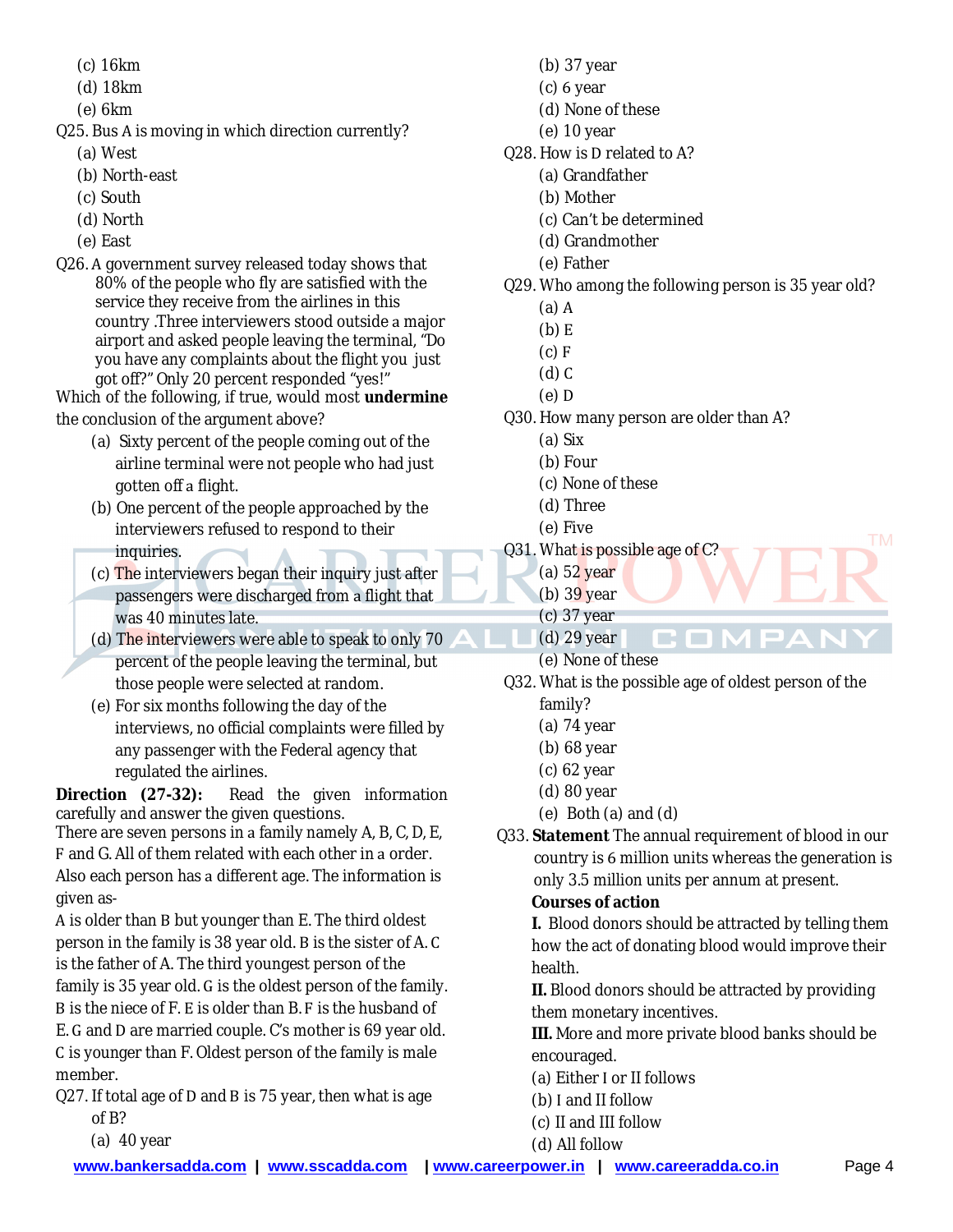(c) 16km
(d) 18km
(e) 6km

Q25. Bus A is moving in which direction currently?
(a) West
(b) North-east
(c) South
(d) North
(e) East

Q26. A government survey released today shows that 80% of the people who fly are satisfied with the service they receive from the airlines in this country .Three interviewers stood outside a major airport and asked people leaving the terminal, "Do you have any complaints about the flight you just got off?" Only 20 percent responded "yes!"
Which of the following, if true, would most **undermine** the conclusion of the argument above?
(a) Sixty percent of the people coming out of the airline terminal were not people who had just gotten off a flight.
(b) One percent of the people approached by the interviewers refused to respond to their inquiries.
(c) The interviewers began their inquiry just after passengers were discharged from a flight that was 40 minutes late.
(d) The interviewers were able to speak to only 70 percent of the people leaving the terminal, but those people were selected at random.
(e) For six months following the day of the interviews, no official complaints were filled by any passenger with the Federal agency that regulated the airlines.

**Direction (27-32):** Read the given information carefully and answer the given questions.
There are seven persons in a family namely A, B, C, D, E, F and G. All of them related with each other in a order. Also each person has a different age. The information is given as-
A is older than B but younger than E. The third oldest person in the family is 38 year old. B is the sister of A. C is the father of A. The third youngest person of the family is 35 year old. G is the oldest person of the family. B is the niece of F. E is older than B. F is the husband of E. G and D are married couple. C's mother is 69 year old. C is younger than F. Oldest person of the family is male member.

Q27. If total age of D and B is 75 year, then what is age of B?
(a) 40 year
(b) 37 year
(c) 6 year
(d) None of these
(e) 10 year

Q28. How is D related to A?
(a) Grandfather
(b) Mother
(c) Can't be determined
(d) Grandmother
(e) Father

Q29. Who among the following person is 35 year old?
(a) A
(b) E
(c) F
(d) C
(e) D

Q30. How many person are older than A?
(a) Six
(b) Four
(c) None of these
(d) Three
(e) Five

Q31. What is possible age of C?
(a) 52 year
(b) 39 year
(c) 37 year
(d) 29 year
(e) None of these

Q32. What is the possible age of oldest person of the family?
(a) 74 year
(b) 68 year
(c) 62 year
(d) 80 year
(e) Both (a) and (d)

Q33. **Statement** The annual requirement of blood in our country is 6 million units whereas the generation is only 3.5 million units per annum at present.
**Courses of action**
**I.** Blood donors should be attracted by telling them how the act of donating blood would improve their health.
**II.** Blood donors should be attracted by providing them monetary incentives.
**III.** More and more private blood banks should be encouraged.
(a) Either I or II follows
(b) I and II follow
(c) II and III follow
(d) All follow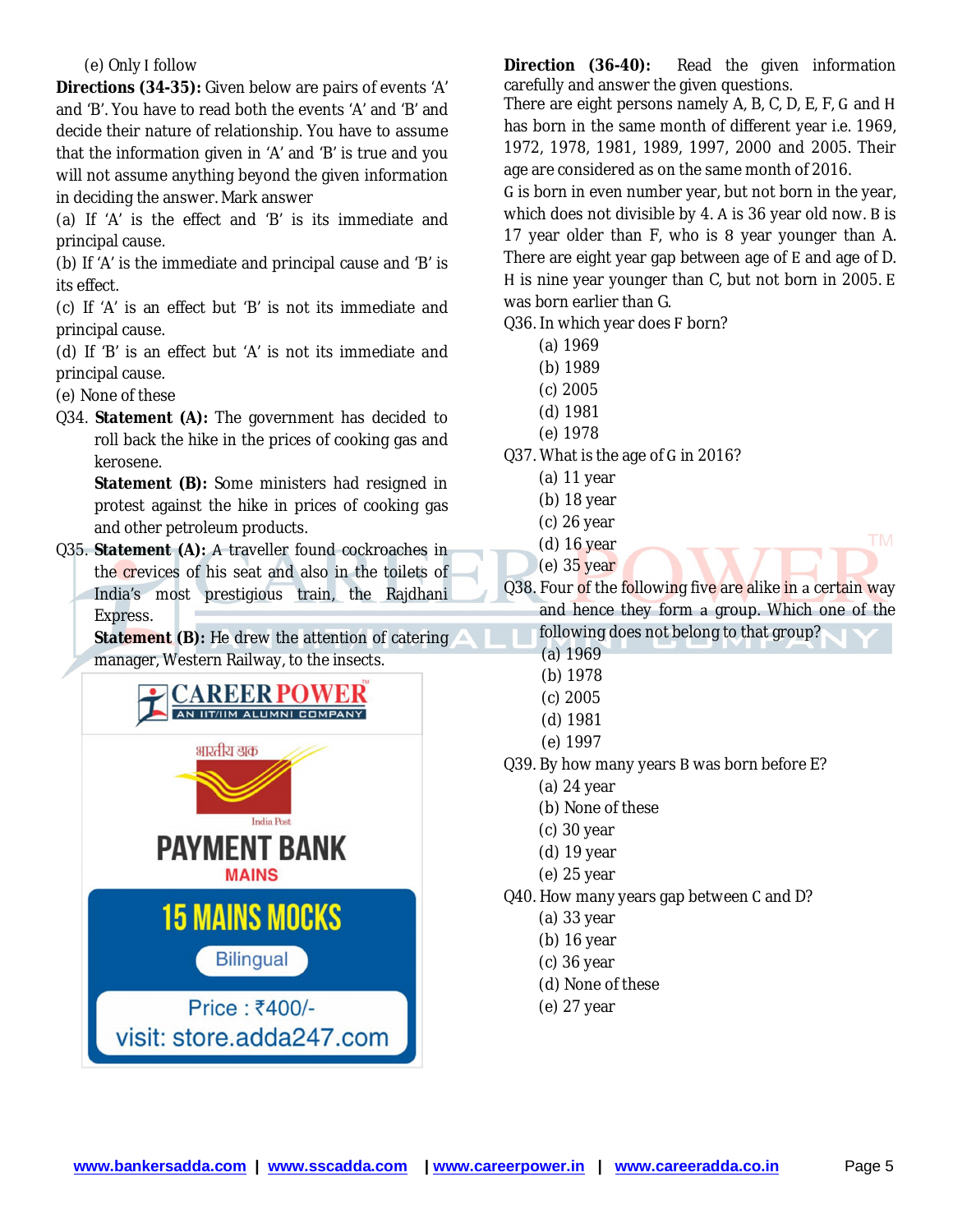(e) Only I follow

**Directions (34-35):** Given below are pairs of events 'A' and 'B'. You have to read both the events 'A' and 'B' and decide their nature of relationship. You have to assume that the information given in 'A' and 'B' is true and you will not assume anything beyond the given information in deciding the answer. Mark answer

(a) If 'A' is the effect and 'B' is its immediate and principal cause.

(b) If 'A' is the immediate and principal cause and 'B' is its effect.

(c) If 'A' is an effect but 'B' is not its immediate and principal cause.

(d) If 'B' is an effect but 'A' is not its immediate and principal cause.

(e) None of these

Q34. **Statement (A):** The government has decided to roll back the hike in the prices of cooking gas and kerosene.

**Statement (B):** Some ministers had resigned in protest against the hike in prices of cooking gas and other petroleum products.

Q35. **Statement (A):** A traveller found cockroaches in the crevices of his seat and also in the toilets of India's most prestigious train, the Rajdhani Express.

**Statement (B):** He drew the attention of catering manager, Western Railway, to the insects.

CAREER POWER
AN IIT/IIM ALUMNI COMPANY

भारतीय डाक
India Post

PAYMENT BANK
MAINS

15 MAINS MOCKS
Bilingual
Price : ₹400/-
visit: store.adda247.com

**Direction (36-40):** Read the given information carefully and answer the given questions.

There are eight persons namely A, B, C, D, E, F, G and H has born in the same month of different year i.e. 1969, 1972, 1978, 1981, 1989, 1997, 2000 and 2005. Their age are considered as on the same month of 2016.

G is born in even number year, but not born in the year, which does not divisible by 4. A is 36 year old now. B is 17 year older than F, who is 8 year younger than A. There are eight year gap between age of E and age of D. H is nine year younger than C, but not born in 2005. E was born earlier than G.

Q36. In which year does F born?
(a) 1969
(b) 1989
(c) 2005
(d) 1981
(e) 1978

Q37. What is the age of G in 2016?
(a) 11 year
(b) 18 year
(c) 26 year
(d) 16 year
(e) 35 year

Q38. Four of the following five are alike in a certain way and hence they form a group. Which one of the following does not belong to that group?
(a) 1969
(b) 1978
(c) 2005
(d) 1981
(e) 1997

Q39. By how many years B was born before E?
(a) 24 year
(b) None of these
(c) 30 year
(d) 19 year
(e) 25 year

Q40. How many years gap between C and D?
(a) 33 year
(b) 16 year
(c) 36 year
(d) None of these
(e) 27 year